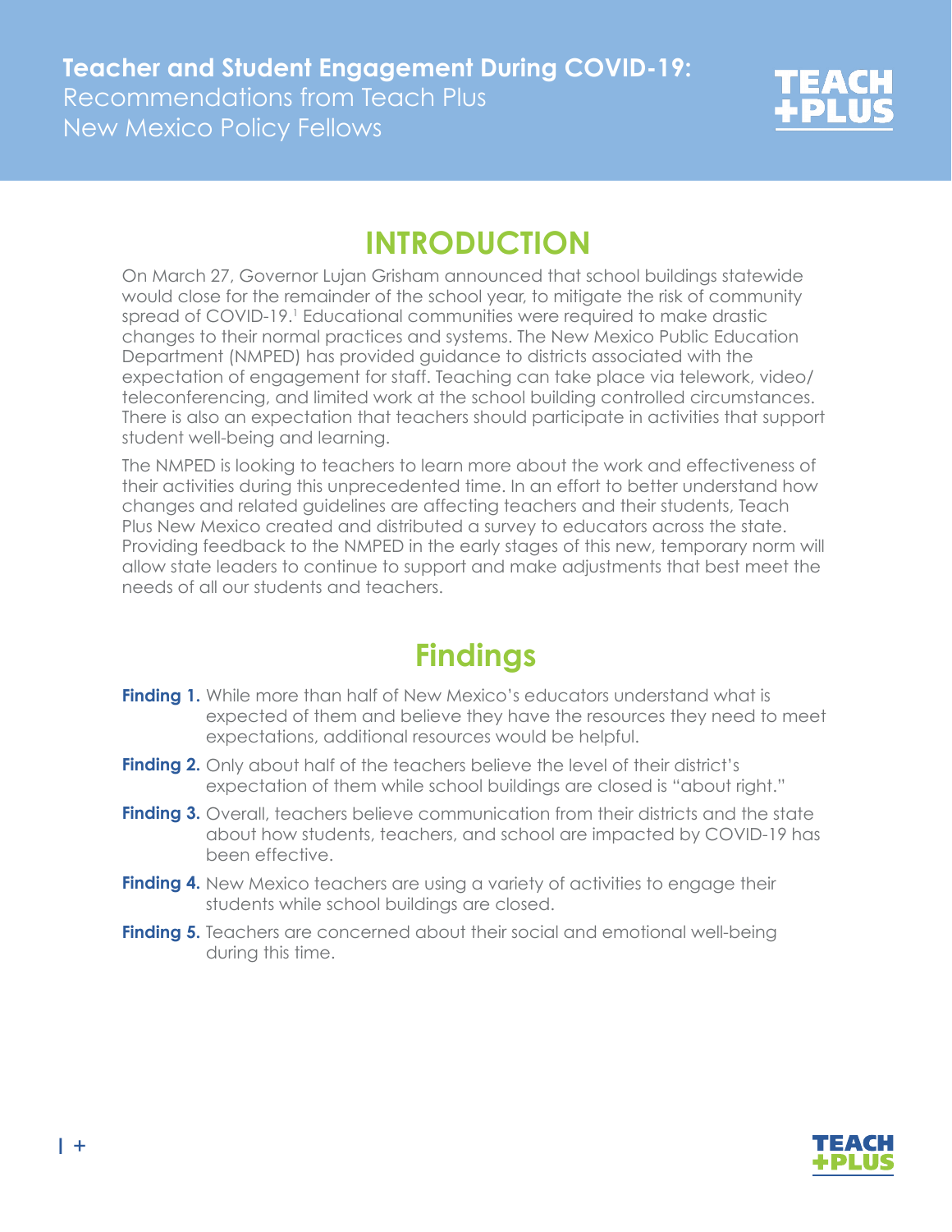# Teacher and Student Engagement During COVID-19:
Recommendations from Teach Plus New Mexico Policy Fellows

## INTRODUCTION

On March 27, Governor Lujan Grisham announced that school buildings statewide would close for the remainder of the school year, to mitigate the risk of community spread of COVID-19.[1] Educational communities were required to make drastic changes to their normal practices and systems. The New Mexico Public Education Department (NMPED) has provided guidance to districts associated with the expectation of engagement for staff. Teaching can take place via telework, video/teleconferencing, and limited work at the school building controlled circumstances. There is also an expectation that teachers should participate in activities that support student well-being and learning.

The NMPED is looking to teachers to learn more about the work and effectiveness of their activities during this unprecedented time. In an effort to better understand how changes and related guidelines are affecting teachers and their students, Teach Plus New Mexico created and distributed a survey to educators across the state. Providing feedback to the NMPED in the early stages of this new, temporary norm will allow state leaders to continue to support and make adjustments that best meet the needs of all our students and teachers.

## Findings

**Finding 1.** While more than half of New Mexico's educators understand what is expected of them and believe they have the resources they need to meet expectations, additional resources would be helpful.

**Finding 2.** Only about half of the teachers believe the level of their district's expectation of them while school buildings are closed is "about right."

**Finding 3.** Overall, teachers believe communication from their districts and the state about how students, teachers, and school are impacted by COVID-19 has been effective.

**Finding 4.** New Mexico teachers are using a variety of activities to engage their students while school buildings are closed.

**Finding 5.** Teachers are concerned about their social and emotional well-being during this time.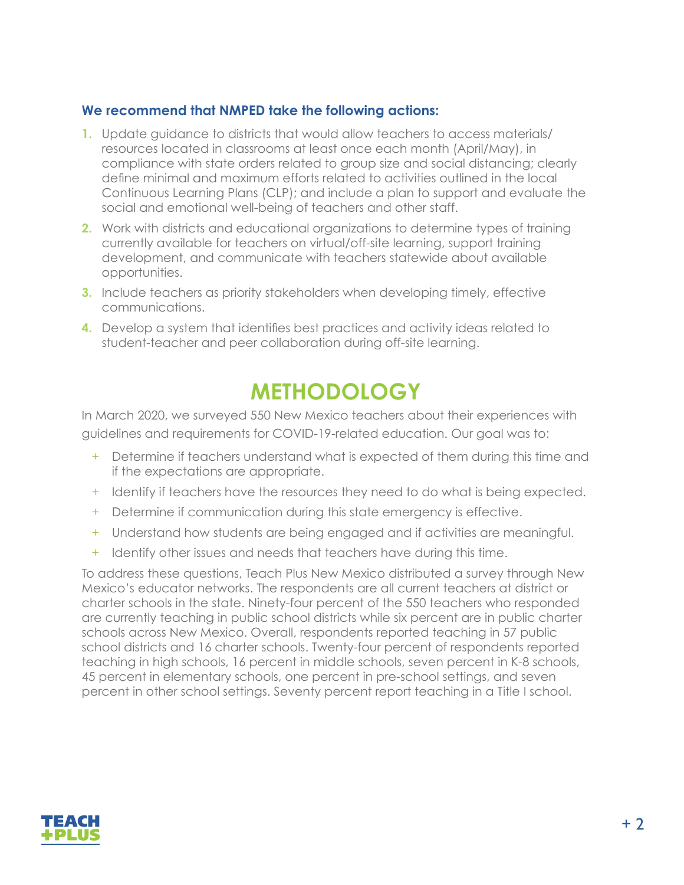**We recommend that NMPED take the following actions:**

1. Update guidance to districts that would allow teachers to access materials/resources located in classrooms at least once each month (April/May), in compliance with state orders related to group size and social distancing; clearly define minimal and maximum efforts related to activities outlined in the local Continuous Learning Plans (CLP); and include a plan to support and evaluate the social and emotional well-being of teachers and other staff.
2. Work with districts and educational organizations to determine types of training currently available for teachers on virtual/off-site learning, support training development, and communicate with teachers statewide about available opportunities.
3. Include teachers as priority stakeholders when developing timely, effective communications.
4. Develop a system that identifies best practices and activity ideas related to student-teacher and peer collaboration during off-site learning.

# METHODOLOGY

In March 2020, we surveyed 550 New Mexico teachers about their experiences with guidelines and requirements for COVID-19-related education. Our goal was to:

+ Determine if teachers understand what is expected of them during this time and if the expectations are appropriate.
+ Identify if teachers have the resources they need to do what is being expected.
+ Determine if communication during this state emergency is effective.
+ Understand how students are being engaged and if activities are meaningful.
+ Identify other issues and needs that teachers have during this time.

To address these questions, Teach Plus New Mexico distributed a survey through New Mexico's educator networks. The respondents are all current teachers at district or charter schools in the state. Ninety-four percent of the 550 teachers who responded are currently teaching in public school districts while six percent are in public charter schools across New Mexico. Overall, respondents reported teaching in 57 public school districts and 16 charter schools. Twenty-four percent of respondents reported teaching in high schools, 16 percent in middle schools, seven percent in K-8 schools, 45 percent in elementary schools, one percent in pre-school settings, and seven percent in other school settings. Seventy percent report teaching in a Title I school.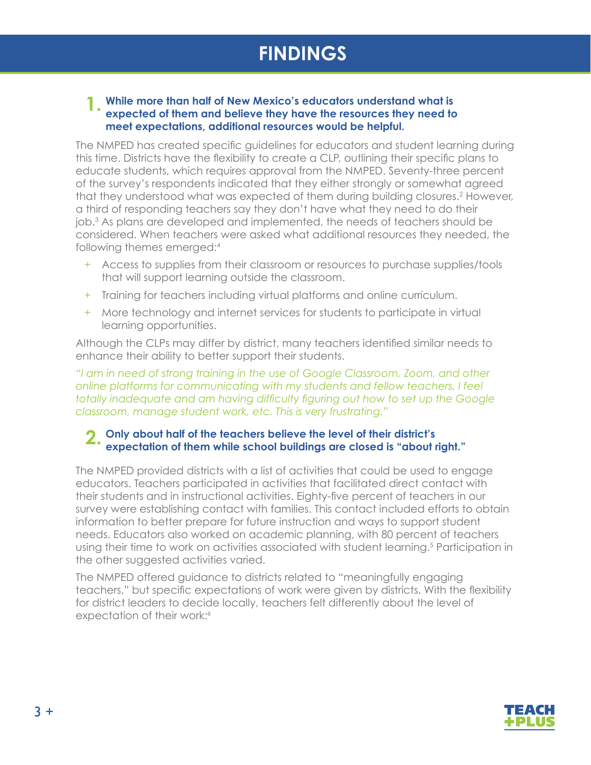# FINDINGS

## 1. While more than half of New Mexico's educators understand what is expected of them and believe they have the resources they need to meet expectations, additional resources would be helpful.

The NMPED has created specific guidelines for educators and student learning during this time. Districts have the flexibility to create a CLP, outlining their specific plans to educate students, which requires approval from the NMPED. Seventy-three percent of the survey's respondents indicated that they either strongly or somewhat agreed that they understood what was expected of them during building closures.[2] However, a third of responding teachers say they don't have what they need to do their job.[3] As plans are developed and implemented, the needs of teachers should be considered. When teachers were asked what additional resources they needed, the following themes emerged:[4]

+ Access to supplies from their classroom or resources to purchase supplies/tools that will support learning outside the classroom.
+ Training for teachers including virtual platforms and online curriculum.
+ More technology and internet services for students to participate in virtual learning opportunities.

Although the CLPs may differ by district, many teachers identified similar needs to enhance their ability to better support their students.

*"I am in need of strong training in the use of Google Classroom, Zoom, and other online platforms for communicating with my students and fellow teachers. I feel totally inadequate and am having difficulty figuring out how to set up the Google classroom, manage student work, etc. This is very frustrating."*

## 2. Only about half of the teachers believe the level of their district's expectation of them while school buildings are closed is "about right."

The NMPED provided districts with a list of activities that could be used to engage educators. Teachers participated in activities that facilitated direct contact with their students and in instructional activities. Eighty-five percent of teachers in our survey were establishing contact with families. This contact included efforts to obtain information to better prepare for future instruction and ways to support student needs. Educators also worked on academic planning, with 80 percent of teachers using their time to work on activities associated with student learning.[5] Participation in the other suggested activities varied.

The NMPED offered guidance to districts related to "meaningfully engaging teachers," but specific expectations of work were given by districts. With the flexibility for district leaders to decide locally, teachers felt differently about the level of expectation of their work:[6]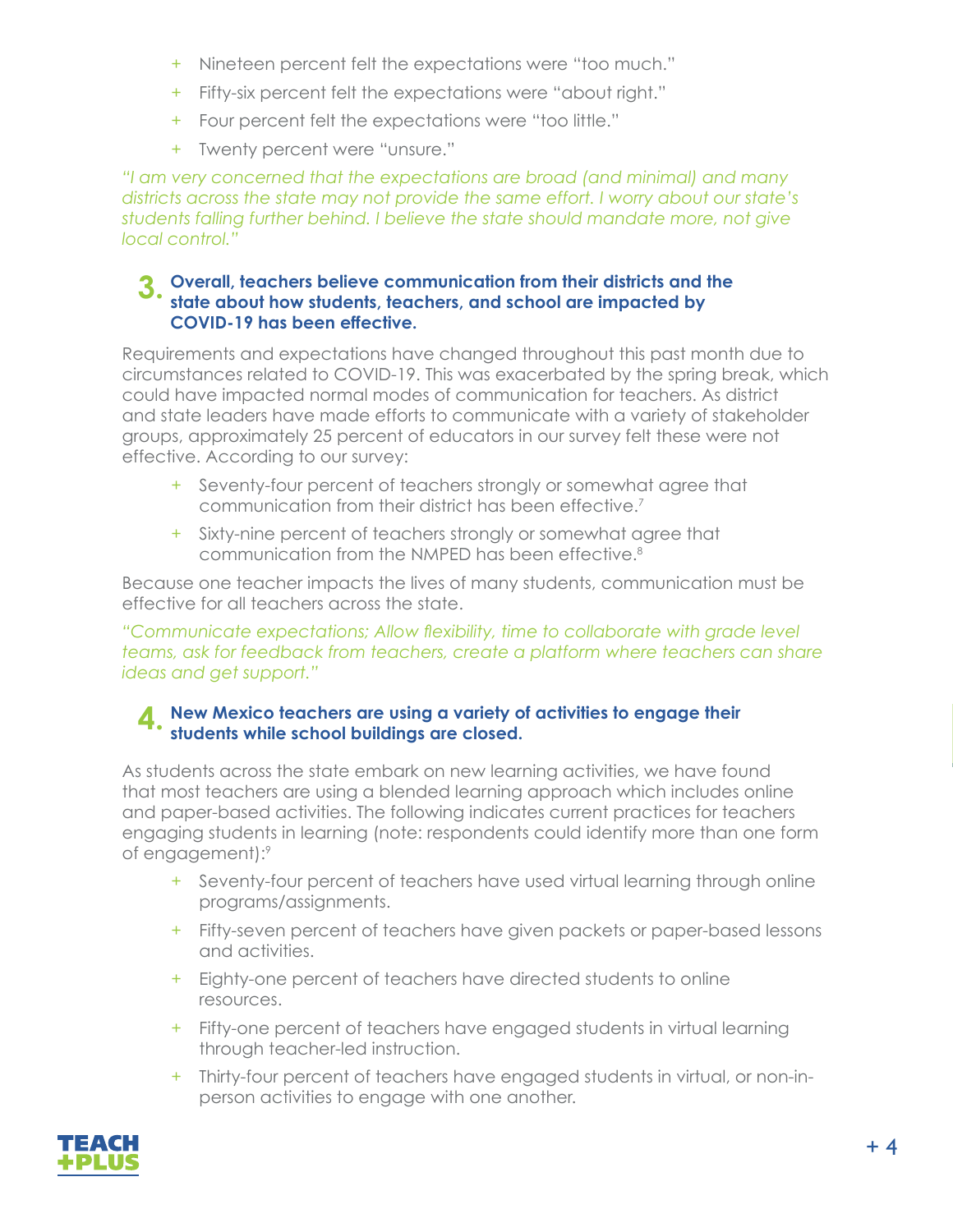- Nineteen percent felt the expectations were "too much."
- Fifty-six percent felt the expectations were "about right."
- Four percent felt the expectations were "too little."
- Twenty percent were "unsure."

*"I am very concerned that the expectations are broad (and minimal) and many districts across the state may not provide the same effort. I worry about our state's students falling further behind. I believe the state should mandate more, not give local control."*

### 3. Overall, teachers believe communication from their districts and the state about how students, teachers, and school are impacted by COVID-19 has been effective.

Requirements and expectations have changed throughout this past month due to circumstances related to COVID-19. This was exacerbated by the spring break, which could have impacted normal modes of communication for teachers. As district and state leaders have made efforts to communicate with a variety of stakeholder groups, approximately 25 percent of educators in our survey felt these were not effective. According to our survey:

- Seventy-four percent of teachers strongly or somewhat agree that communication from their district has been effective.[7]
- Sixty-nine percent of teachers strongly or somewhat agree that communication from the NMPED has been effective.[8]

Because one teacher impacts the lives of many students, communication must be effective for all teachers across the state.

*"Communicate expectations; Allow flexibility, time to collaborate with grade level teams, ask for feedback from teachers, create a platform where teachers can share ideas and get support."*

### 4. New Mexico teachers are using a variety of activities to engage their students while school buildings are closed.

As students across the state embark on new learning activities, we have found that most teachers are using a blended learning approach which includes online and paper-based activities. The following indicates current practices for teachers engaging students in learning (note: respondents could identify more than one form of engagement):[9]

- Seventy-four percent of teachers have used virtual learning through online programs/assignments.
- Fifty-seven percent of teachers have given packets or paper-based lessons and activities.
- Eighty-one percent of teachers have directed students to online resources.
- Fifty-one percent of teachers have engaged students in virtual learning through teacher-led instruction.
- Thirty-four percent of teachers have engaged students in virtual, or non-in-person activities to engage with one another.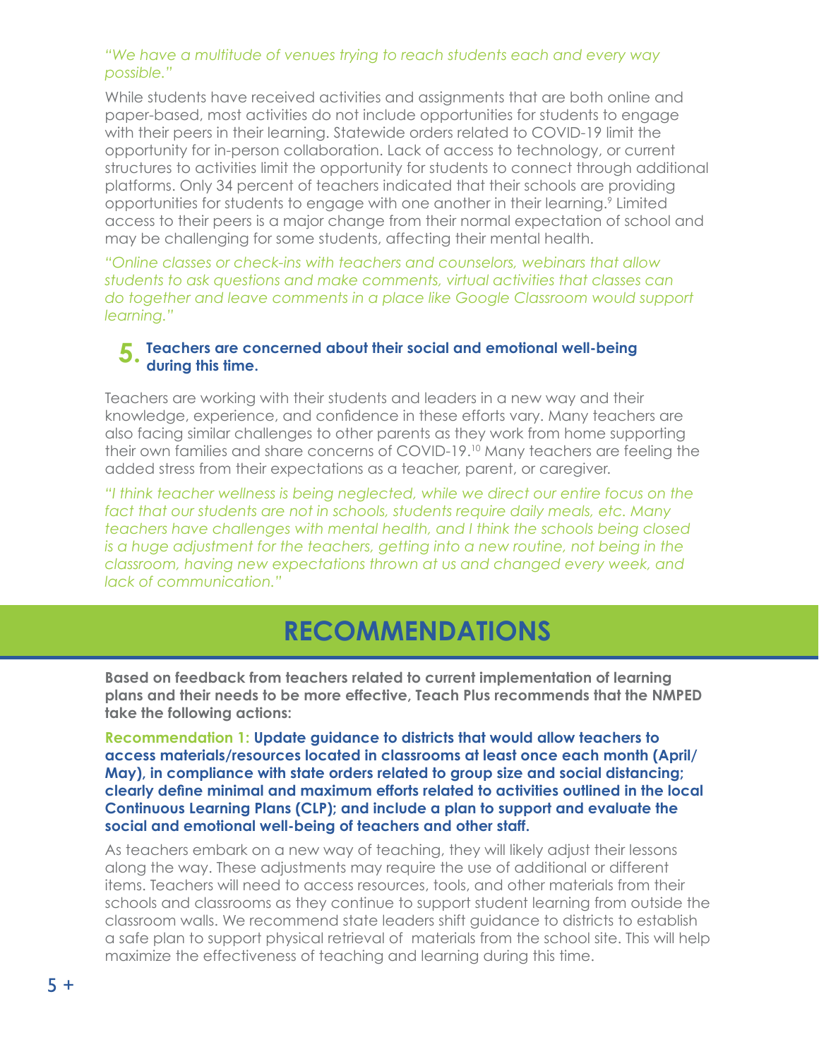*"We have a multitude of venues trying to reach students each and every way possible."*

While students have received activities and assignments that are both online and paper-based, most activities do not include opportunities for students to engage with their peers in their learning. Statewide orders related to COVID-19 limit the opportunity for in-person collaboration. Lack of access to technology, or current structures to activities limit the opportunity for students to connect through additional platforms. Only 34 percent of teachers indicated that their schools are providing opportunities for students to engage with one another in their learning.[9] Limited access to their peers is a major change from their normal expectation of school and may be challenging for some students, affecting their mental health.

*"Online classes or check-ins with teachers and counselors, webinars that allow students to ask questions and make comments, virtual activities that classes can do together and leave comments in a place like Google Classroom would support learning."*

### 5. Teachers are concerned about their social and emotional well-being during this time.

Teachers are working with their students and leaders in a new way and their knowledge, experience, and confidence in these efforts vary. Many teachers are also facing similar challenges to other parents as they work from home supporting their own families and share concerns of COVID-19.[10] Many teachers are feeling the added stress from their expectations as a teacher, parent, or caregiver.

*"I think teacher wellness is being neglected, while we direct our entire focus on the fact that our students are not in schools, students require daily meals, etc. Many teachers have challenges with mental health, and I think the schools being closed is a huge adjustment for the teachers, getting into a new routine, not being in the classroom, having new expectations thrown at us and changed every week, and lack of communication."*

## RECOMMENDATIONS

**Based on feedback from teachers related to current implementation of learning plans and their needs to be more effective, Teach Plus recommends that the NMPED take the following actions:**

**Recommendation 1: Update guidance to districts that would allow teachers to access materials/resources located in classrooms at least once each month (April/May), in compliance with state orders related to group size and social distancing; clearly define minimal and maximum efforts related to activities outlined in the local Continuous Learning Plans (CLP); and include a plan to support and evaluate the social and emotional well-being of teachers and other staff.**

As teachers embark on a new way of teaching, they will likely adjust their lessons along the way. These adjustments may require the use of additional or different items. Teachers will need to access resources, tools, and other materials from their schools and classrooms as they continue to support student learning from outside the classroom walls. We recommend state leaders shift guidance to districts to establish a safe plan to support physical retrieval of materials from the school site. This will help maximize the effectiveness of teaching and learning during this time.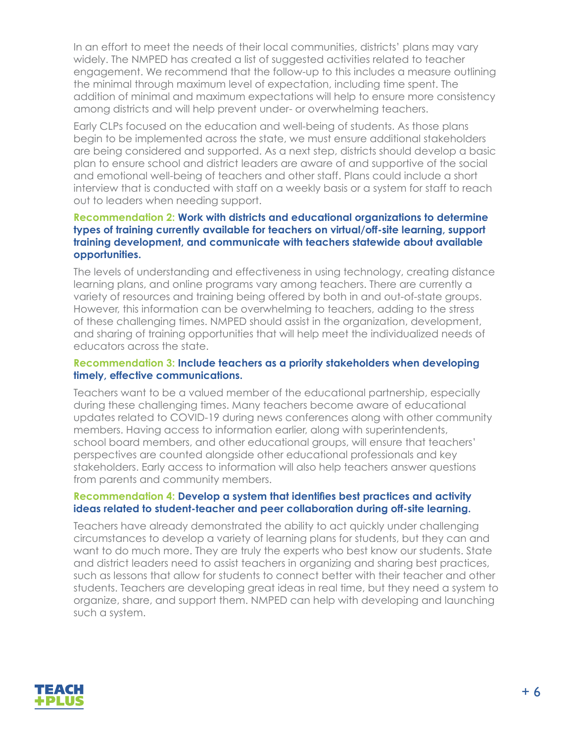In an effort to meet the needs of their local communities, districts' plans may vary widely. The NMPED has created a list of suggested activities related to teacher engagement. We recommend that the follow-up to this includes a measure outlining the minimal through maximum level of expectation, including time spent. The addition of minimal and maximum expectations will help to ensure more consistency among districts and will help prevent under- or overwhelming teachers.

Early CLPs focused on the education and well-being of students. As those plans begin to be implemented across the state, we must ensure additional stakeholders are being considered and supported. As a next step, districts should develop a basic plan to ensure school and district leaders are aware of and supportive of the social and emotional well-being of teachers and other staff. Plans could include a short interview that is conducted with staff on a weekly basis or a system for staff to reach out to leaders when needing support.

**Recommendation 2: Work with districts and educational organizations to determine types of training currently available for teachers on virtual/off-site learning, support training development, and communicate with teachers statewide about available opportunities.**

The levels of understanding and effectiveness in using technology, creating distance learning plans, and online programs vary among teachers. There are currently a variety of resources and training being offered by both in and out-of-state groups. However, this information can be overwhelming to teachers, adding to the stress of these challenging times. NMPED should assist in the organization, development, and sharing of training opportunities that will help meet the individualized needs of educators across the state.

**Recommendation 3: Include teachers as a priority stakeholders when developing timely, effective communications.**

Teachers want to be a valued member of the educational partnership, especially during these challenging times. Many teachers become aware of educational updates related to COVID-19 during news conferences along with other community members. Having access to information earlier, along with superintendents, school board members, and other educational groups, will ensure that teachers' perspectives are counted alongside other educational professionals and key stakeholders. Early access to information will also help teachers answer questions from parents and community members.

**Recommendation 4: Develop a system that identifies best practices and activity ideas related to student-teacher and peer collaboration during off-site learning.**

Teachers have already demonstrated the ability to act quickly under challenging circumstances to develop a variety of learning plans for students, but they can and want to do much more. They are truly the experts who best know our students. State and district leaders need to assist teachers in organizing and sharing best practices, such as lessons that allow for students to connect better with their teacher and other students. Teachers are developing great ideas in real time, but they need a system to organize, share, and support them. NMPED can help with developing and launching such a system.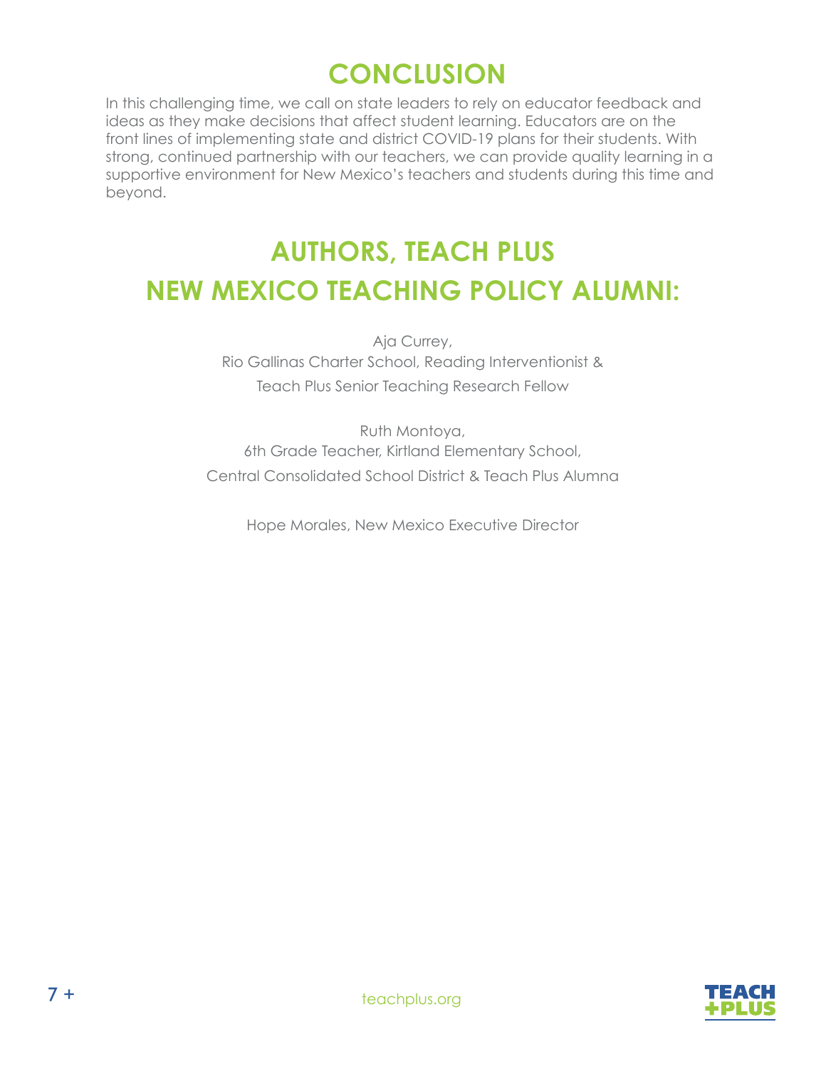## CONCLUSION

In this challenging time, we call on state leaders to rely on educator feedback and ideas as they make decisions that affect student learning. Educators are on the front lines of implementing state and district COVID-19 plans for their students. With strong, continued partnership with our teachers, we can provide quality learning in a supportive environment for New Mexico's teachers and students during this time and beyond.

## AUTHORS, TEACH PLUS NEW MEXICO TEACHING POLICY ALUMNI:

Aja Currey,
Rio Gallinas Charter School, Reading Interventionist &
Teach Plus Senior Teaching Research Fellow

Ruth Montoya,
6th Grade Teacher, Kirtland Elementary School,
Central Consolidated School District & Teach Plus Alumna

Hope Morales, New Mexico Executive Director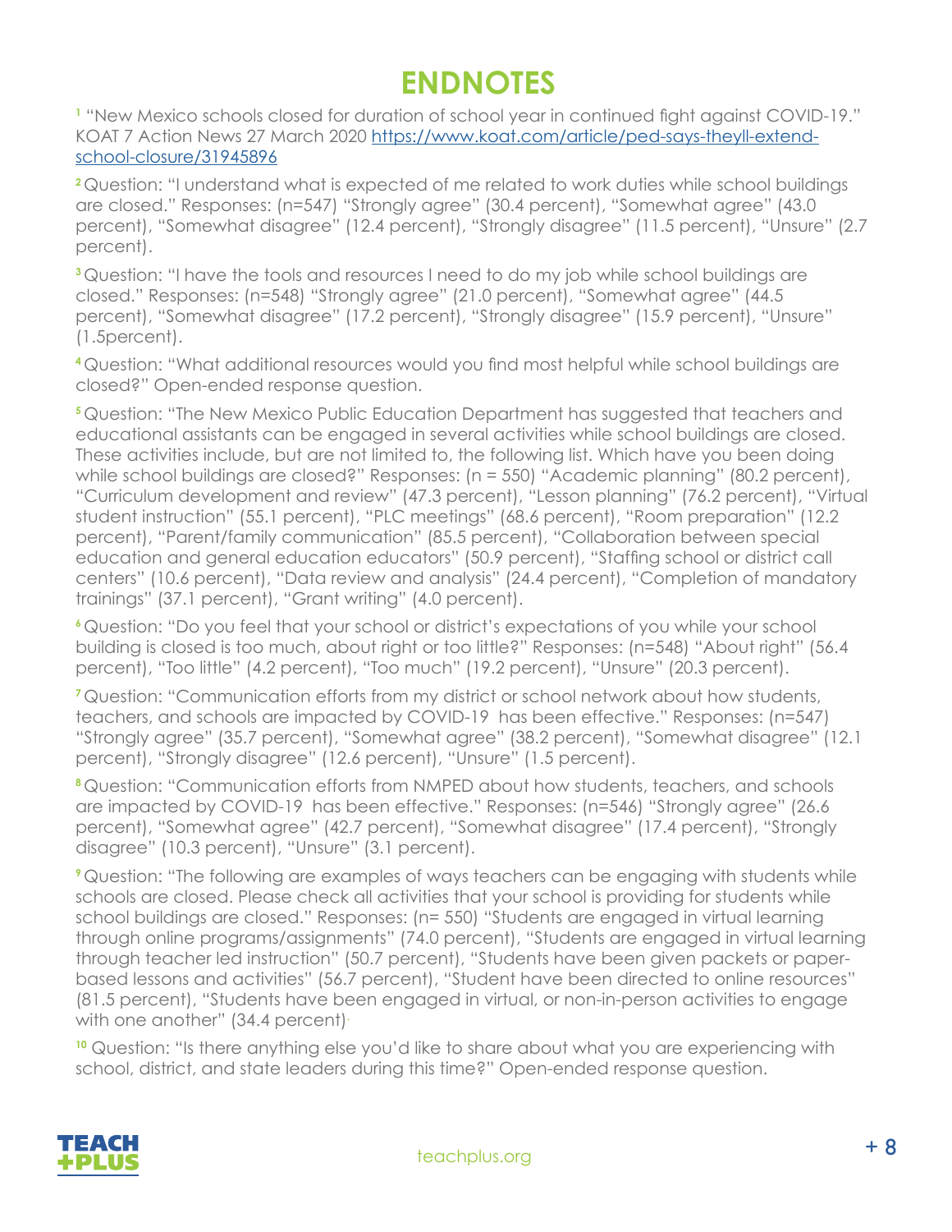# ENDNOTES

[1] "New Mexico schools closed for duration of school year in continued fight against COVID-19." KOAT 7 Action News 27 March 2020 https://www.koat.com/article/ped-says-theyll-extend-school-closure/31945896

[2] Question: "I understand what is expected of me related to work duties while school buildings are closed." Responses: (n=547) "Strongly agree" (30.4 percent), "Somewhat agree" (43.0 percent), "Somewhat disagree" (12.4 percent), "Strongly disagree" (11.5 percent), "Unsure" (2.7 percent).

[3] Question: "I have the tools and resources I need to do my job while school buildings are closed." Responses: (n=548) "Strongly agree" (21.0 percent), "Somewhat agree" (44.5 percent), "Somewhat disagree" (17.2 percent), "Strongly disagree" (15.9 percent), "Unsure" (1.5percent).

[4] Question: "What additional resources would you find most helpful while school buildings are closed?" Open-ended response question.

[5] Question: "The New Mexico Public Education Department has suggested that teachers and educational assistants can be engaged in several activities while school buildings are closed. These activities include, but are not limited to, the following list. Which have you been doing while school buildings are closed?" Responses: (n = 550) "Academic planning" (80.2 percent), "Curriculum development and review" (47.3 percent), "Lesson planning" (76.2 percent), "Virtual student instruction" (55.1 percent), "PLC meetings" (68.6 percent), "Room preparation" (12.2 percent), "Parent/family communication" (85.5 percent), "Collaboration between special education and general education educators" (50.9 percent), "Staffing school or district call centers" (10.6 percent), "Data review and analysis" (24.4 percent), "Completion of mandatory trainings" (37.1 percent), "Grant writing" (4.0 percent).

[6] Question: "Do you feel that your school or district's expectations of you while your school building is closed is too much, about right or too little?" Responses: (n=548) "About right" (56.4 percent), "Too little" (4.2 percent), "Too much" (19.2 percent), "Unsure" (20.3 percent).

[7] Question: "Communication efforts from my district or school network about how students, teachers, and schools are impacted by COVID-19 has been effective." Responses: (n=547) "Strongly agree" (35.7 percent), "Somewhat agree" (38.2 percent), "Somewhat disagree" (12.1 percent), "Strongly disagree" (12.6 percent), "Unsure" (1.5 percent).

[8] Question: "Communication efforts from NMPED about how students, teachers, and schools are impacted by COVID-19 has been effective." Responses: (n=546) "Strongly agree" (26.6 percent), "Somewhat agree" (42.7 percent), "Somewhat disagree" (17.4 percent), "Strongly disagree" (10.3 percent), "Unsure" (3.1 percent).

[9] Question: "The following are examples of ways teachers can be engaging with students while schools are closed. Please check all activities that your school is providing for students while school buildings are closed." Responses: (n= 550) "Students are engaged in virtual learning through online programs/assignments" (74.0 percent), "Students are engaged in virtual learning through teacher led instruction" (50.7 percent), "Students have been given packets or paper-based lessons and activities" (56.7 percent), "Student have been directed to online resources" (81.5 percent), "Students have been engaged in virtual, or non-in-person activities to engage with one another" (34.4 percent).

[10] Question: "Is there anything else you'd like to share about what you are experiencing with school, district, and state leaders during this time?" Open-ended response question.